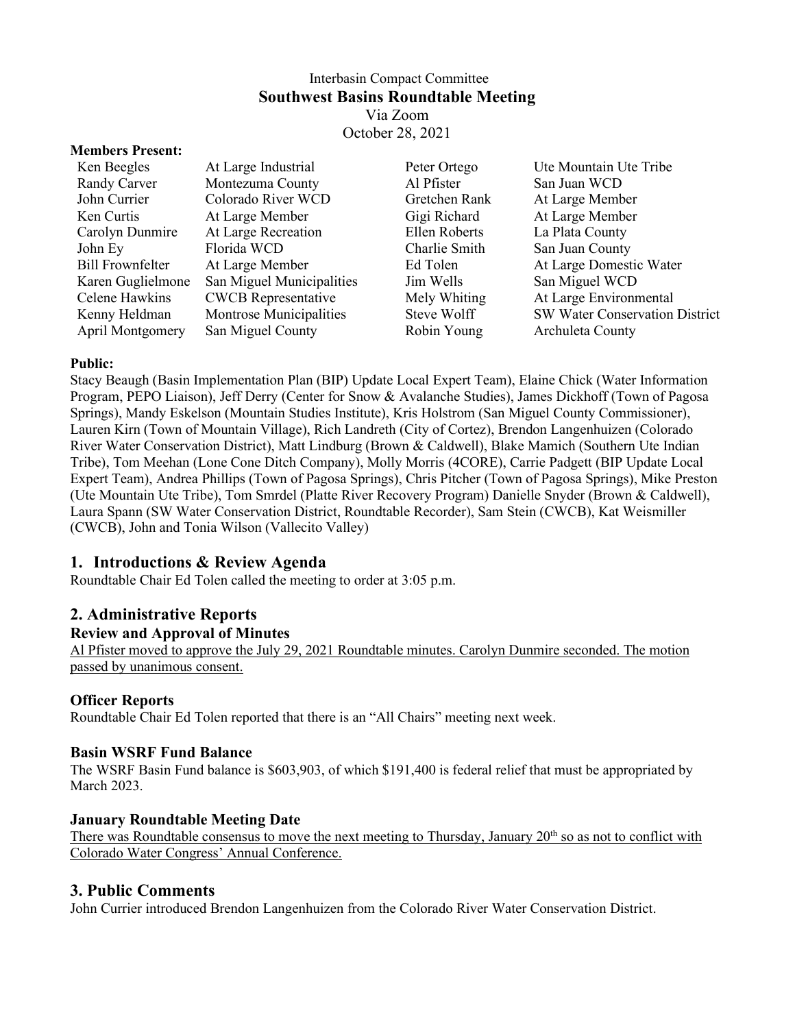# Interbasin Compact Committee
## Southwest Basins Roundtable Meeting

Via Zoom
October 28, 2021

**Members Present:**

| | | | |
|---|---|---|---|
| Ken Beegles | At Large Industrial | Peter Ortego | Ute Mountain Ute Tribe |
| Randy Carver | Montezuma County | Al Pfister | San Juan WCD |
| John Currier | Colorado River WCD | Gretchen Rank | At Large Member |
| Ken Curtis | At Large Member | Gigi Richard | At Large Member |
| Carolyn Dunmire | At Large Recreation | Ellen Roberts | La Plata County |
| John Ey | Florida WCD | Charlie Smith | San Juan County |
| Bill Frownfelter | At Large Member | Ed Tolen | At Large Domestic Water |
| Karen Guglielmone | San Miguel Municipalities | Jim Wells | San Miguel WCD |
| Celene Hawkins | CWCB Representative | Mely Whiting | At Large Environmental |
| Kenny Heldman | Montrose Municipalities | Steve Wolff | SW Water Conservation District |
| April Montgomery | San Miguel County | Robin Young | Archuleta County |

**Public:**

Stacy Beaugh (Basin Implementation Plan (BIP) Update Local Expert Team), Elaine Chick (Water Information Program, PEPO Liaison), Jeff Derry (Center for Snow & Avalanche Studies), James Dickhoff (Town of Pagosa Springs), Mandy Eskelson (Mountain Studies Institute), Kris Holstrom (San Miguel County Commissioner), Lauren Kirn (Town of Mountain Village), Rich Landreth (City of Cortez), Brendon Langenhuizen (Colorado River Water Conservation District), Matt Lindburg (Brown & Caldwell), Blake Mamich (Southern Ute Indian Tribe), Tom Meehan (Lone Cone Ditch Company), Molly Morris (4CORE), Carrie Padgett (BIP Update Local Expert Team), Andrea Phillips (Town of Pagosa Springs), Chris Pitcher (Town of Pagosa Springs), Mike Preston (Ute Mountain Ute Tribe), Tom Smrdel (Platte River Recovery Program) Danielle Snyder (Brown & Caldwell), Laura Spann (SW Water Conservation District, Roundtable Recorder), Sam Stein (CWCB), Kat Weismiller (CWCB), John and Tonia Wilson (Vallecito Valley)

## 1. Introductions & Review Agenda

Roundtable Chair Ed Tolen called the meeting to order at 3:05 p.m.

## 2. Administrative Reports

### Review and Approval of Minutes

Al Pfister moved to approve the July 29, 2021 Roundtable minutes. Carolyn Dunmire seconded. The motion passed by unanimous consent.

### Officer Reports

Roundtable Chair Ed Tolen reported that there is an "All Chairs" meeting next week.

### Basin WSRF Fund Balance

The WSRF Basin Fund balance is $603,903, of which $191,400 is federal relief that must be appropriated by March 2023.

### January Roundtable Meeting Date

There was Roundtable consensus to move the next meeting to Thursday, January 20th so as not to conflict with Colorado Water Congress' Annual Conference.

## 3. Public Comments

John Currier introduced Brendon Langenhuizen from the Colorado River Water Conservation District.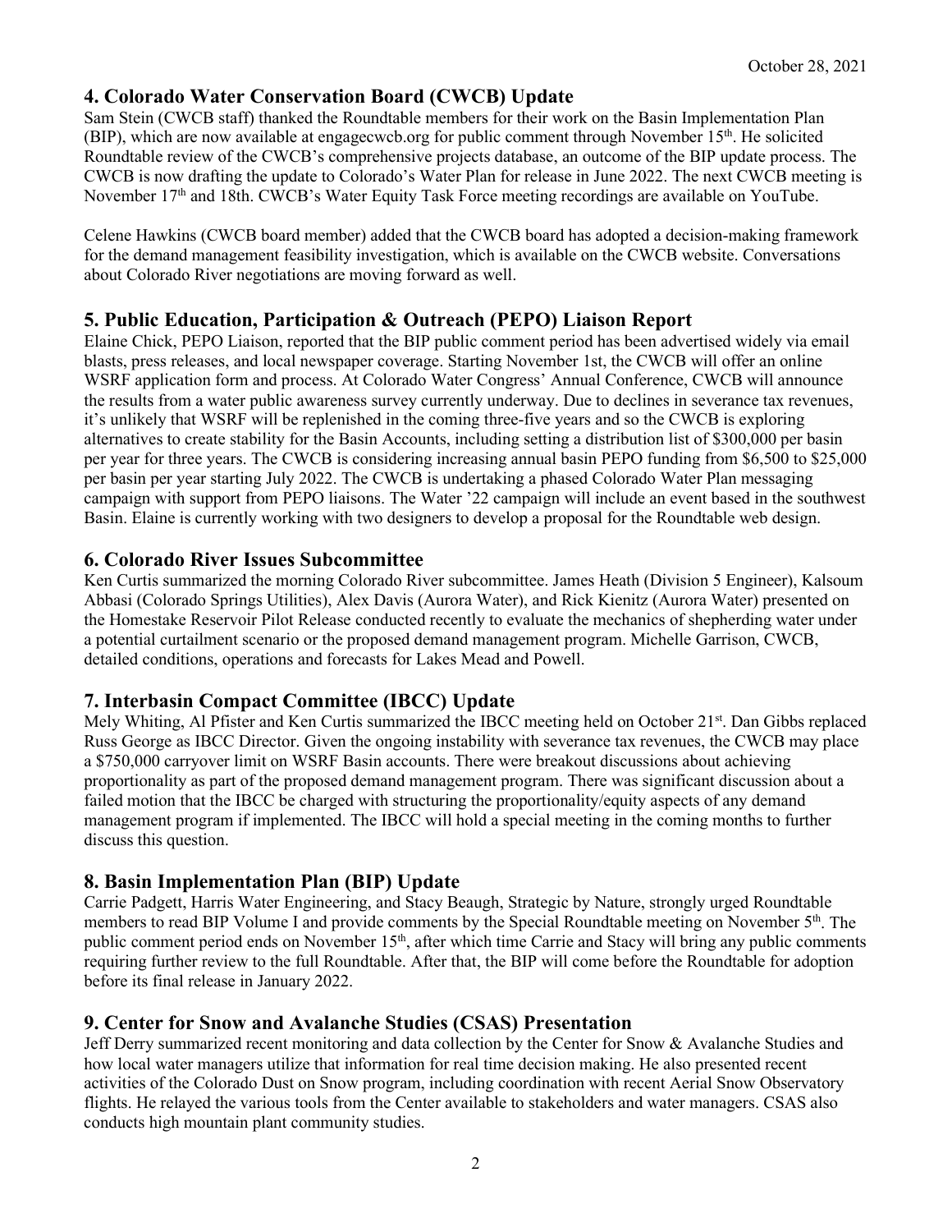## 4. Colorado Water Conservation Board (CWCB) Update

Sam Stein (CWCB staff) thanked the Roundtable members for their work on the Basin Implementation Plan (BIP), which are now available at engagecwcb.org for public comment through November 15th. He solicited Roundtable review of the CWCB's comprehensive projects database, an outcome of the BIP update process. The CWCB is now drafting the update to Colorado's Water Plan for release in June 2022. The next CWCB meeting is November 17th and 18th. CWCB's Water Equity Task Force meeting recordings are available on YouTube.

Celene Hawkins (CWCB board member) added that the CWCB board has adopted a decision-making framework for the demand management feasibility investigation, which is available on the CWCB website. Conversations about Colorado River negotiations are moving forward as well.

## 5. Public Education, Participation & Outreach (PEPO) Liaison Report

Elaine Chick, PEPO Liaison, reported that the BIP public comment period has been advertised widely via email blasts, press releases, and local newspaper coverage. Starting November 1st, the CWCB will offer an online WSRF application form and process. At Colorado Water Congress' Annual Conference, CWCB will announce the results from a water public awareness survey currently underway. Due to declines in severance tax revenues, it's unlikely that WSRF will be replenished in the coming three-five years and so the CWCB is exploring alternatives to create stability for the Basin Accounts, including setting a distribution list of $300,000 per basin per year for three years. The CWCB is considering increasing annual basin PEPO funding from $6,500 to $25,000 per basin per year starting July 2022. The CWCB is undertaking a phased Colorado Water Plan messaging campaign with support from PEPO liaisons. The Water '22 campaign will include an event based in the southwest Basin. Elaine is currently working with two designers to develop a proposal for the Roundtable web design.

## 6. Colorado River Issues Subcommittee

Ken Curtis summarized the morning Colorado River subcommittee. James Heath (Division 5 Engineer), Kalsoum Abbasi (Colorado Springs Utilities), Alex Davis (Aurora Water), and Rick Kienitz (Aurora Water) presented on the Homestake Reservoir Pilot Release conducted recently to evaluate the mechanics of shepherding water under a potential curtailment scenario or the proposed demand management program. Michelle Garrison, CWCB, detailed conditions, operations and forecasts for Lakes Mead and Powell.

## 7. Interbasin Compact Committee (IBCC) Update

Mely Whiting, Al Pfister and Ken Curtis summarized the IBCC meeting held on October 21st. Dan Gibbs replaced Russ George as IBCC Director. Given the ongoing instability with severance tax revenues, the CWCB may place a $750,000 carryover limit on WSRF Basin accounts. There were breakout discussions about achieving proportionality as part of the proposed demand management program. There was significant discussion about a failed motion that the IBCC be charged with structuring the proportionality/equity aspects of any demand management program if implemented. The IBCC will hold a special meeting in the coming months to further discuss this question.

## 8. Basin Implementation Plan (BIP) Update

Carrie Padgett, Harris Water Engineering, and Stacy Beaugh, Strategic by Nature, strongly urged Roundtable members to read BIP Volume I and provide comments by the Special Roundtable meeting on November 5th. The public comment period ends on November 15th, after which time Carrie and Stacy will bring any public comments requiring further review to the full Roundtable. After that, the BIP will come before the Roundtable for adoption before its final release in January 2022.

## 9. Center for Snow and Avalanche Studies (CSAS) Presentation

Jeff Derry summarized recent monitoring and data collection by the Center for Snow & Avalanche Studies and how local water managers utilize that information for real time decision making. He also presented recent activities of the Colorado Dust on Snow program, including coordination with recent Aerial Snow Observatory flights. He relayed the various tools from the Center available to stakeholders and water managers. CSAS also conducts high mountain plant community studies.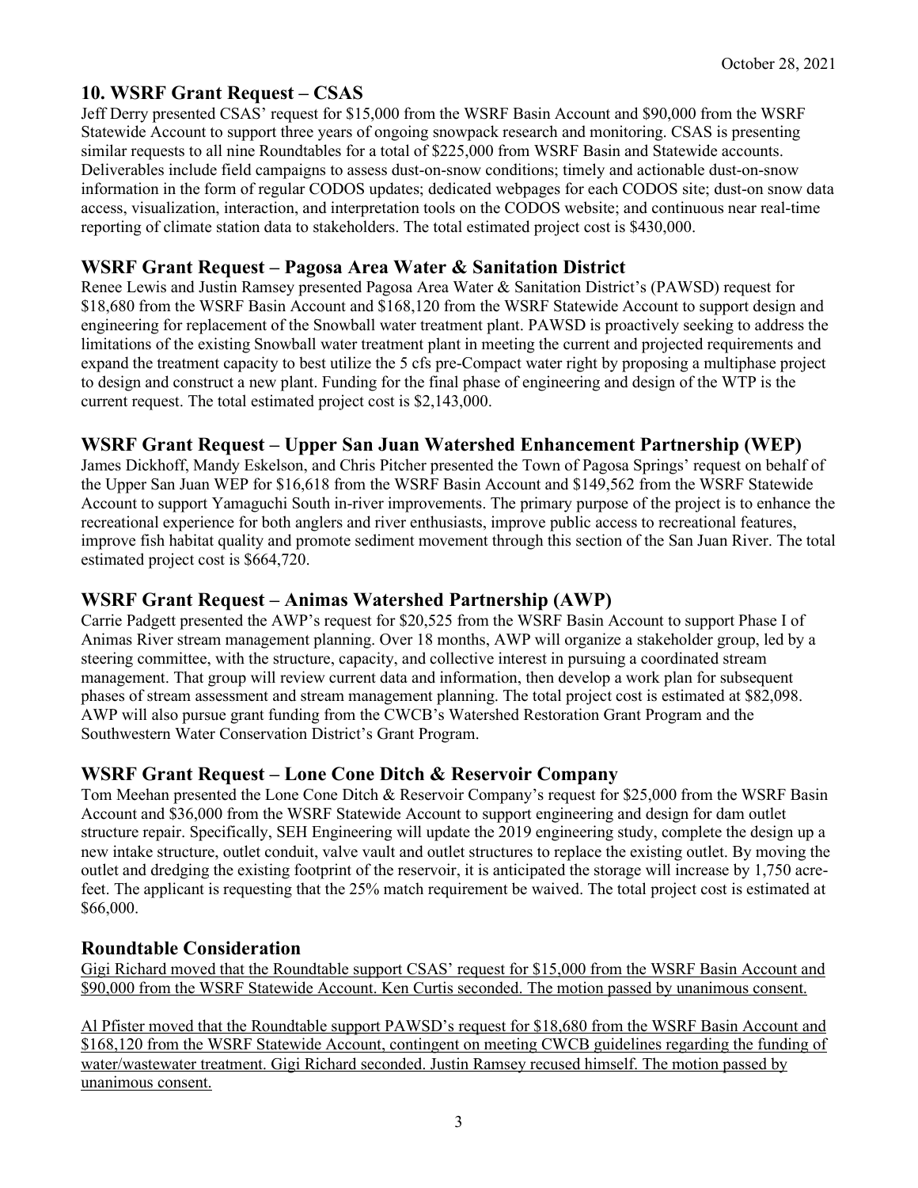## 10. WSRF Grant Request – CSAS

Jeff Derry presented CSAS' request for $15,000 from the WSRF Basin Account and $90,000 from the WSRF Statewide Account to support three years of ongoing snowpack research and monitoring. CSAS is presenting similar requests to all nine Roundtables for a total of $225,000 from WSRF Basin and Statewide accounts. Deliverables include field campaigns to assess dust-on-snow conditions; timely and actionable dust-on-snow information in the form of regular CODOS updates; dedicated webpages for each CODOS site; dust-on snow data access, visualization, interaction, and interpretation tools on the CODOS website; and continuous near real-time reporting of climate station data to stakeholders. The total estimated project cost is $430,000.

## WSRF Grant Request – Pagosa Area Water & Sanitation District

Renee Lewis and Justin Ramsey presented Pagosa Area Water & Sanitation District's (PAWSD) request for $18,680 from the WSRF Basin Account and $168,120 from the WSRF Statewide Account to support design and engineering for replacement of the Snowball water treatment plant. PAWSD is proactively seeking to address the limitations of the existing Snowball water treatment plant in meeting the current and projected requirements and expand the treatment capacity to best utilize the 5 cfs pre-Compact water right by proposing a multiphase project to design and construct a new plant. Funding for the final phase of engineering and design of the WTP is the current request. The total estimated project cost is $2,143,000.

## WSRF Grant Request – Upper San Juan Watershed Enhancement Partnership (WEP)

James Dickhoff, Mandy Eskelson, and Chris Pitcher presented the Town of Pagosa Springs' request on behalf of the Upper San Juan WEP for $16,618 from the WSRF Basin Account and $149,562 from the WSRF Statewide Account to support Yamaguchi South in-river improvements. The primary purpose of the project is to enhance the recreational experience for both anglers and river enthusiasts, improve public access to recreational features, improve fish habitat quality and promote sediment movement through this section of the San Juan River. The total estimated project cost is $664,720.

## WSRF Grant Request – Animas Watershed Partnership (AWP)

Carrie Padgett presented the AWP's request for $20,525 from the WSRF Basin Account to support Phase I of Animas River stream management planning. Over 18 months, AWP will organize a stakeholder group, led by a steering committee, with the structure, capacity, and collective interest in pursuing a coordinated stream management. That group will review current data and information, then develop a work plan for subsequent phases of stream assessment and stream management planning. The total project cost is estimated at $82,098. AWP will also pursue grant funding from the CWCB's Watershed Restoration Grant Program and the Southwestern Water Conservation District's Grant Program.

## WSRF Grant Request – Lone Cone Ditch & Reservoir Company

Tom Meehan presented the Lone Cone Ditch & Reservoir Company's request for $25,000 from the WSRF Basin Account and $36,000 from the WSRF Statewide Account to support engineering and design for dam outlet structure repair. Specifically, SEH Engineering will update the 2019 engineering study, complete the design up a new intake structure, outlet conduit, valve vault and outlet structures to replace the existing outlet. By moving the outlet and dredging the existing footprint of the reservoir, it is anticipated the storage will increase by 1,750 acre-feet. The applicant is requesting that the 25% match requirement be waived. The total project cost is estimated at $66,000.

## Roundtable Consideration

Gigi Richard moved that the Roundtable support CSAS' request for $15,000 from the WSRF Basin Account and $90,000 from the WSRF Statewide Account. Ken Curtis seconded. The motion passed by unanimous consent.

Al Pfister moved that the Roundtable support PAWSD's request for $18,680 from the WSRF Basin Account and $168,120 from the WSRF Statewide Account, contingent on meeting CWCB guidelines regarding the funding of water/wastewater treatment. Gigi Richard seconded. Justin Ramsey recused himself. The motion passed by unanimous consent.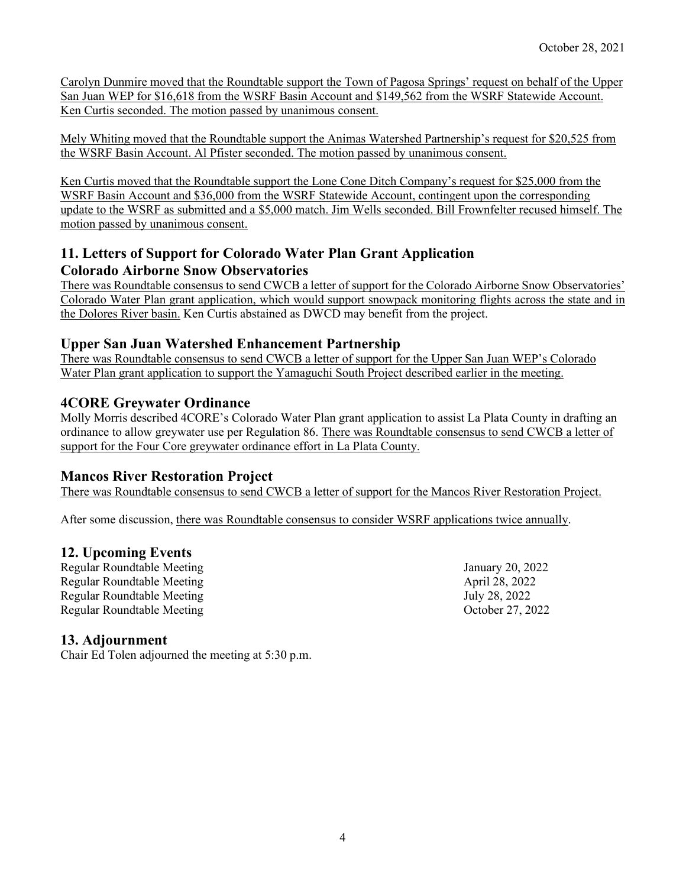Carolyn Dunmire moved that the Roundtable support the Town of Pagosa Springs' request on behalf of the Upper San Juan WEP for $16,618 from the WSRF Basin Account and $149,562 from the WSRF Statewide Account. Ken Curtis seconded. The motion passed by unanimous consent.

Mely Whiting moved that the Roundtable support the Animas Watershed Partnership's request for $20,525 from the WSRF Basin Account. Al Pfister seconded. The motion passed by unanimous consent.

Ken Curtis moved that the Roundtable support the Lone Cone Ditch Company's request for $25,000 from the WSRF Basin Account and $36,000 from the WSRF Statewide Account, contingent upon the corresponding update to the WSRF as submitted and a $5,000 match. Jim Wells seconded. Bill Frownfelter recused himself. The motion passed by unanimous consent.

## 11. Letters of Support for Colorado Water Plan Grant Application

### Colorado Airborne Snow Observatories

There was Roundtable consensus to send CWCB a letter of support for the Colorado Airborne Snow Observatories' Colorado Water Plan grant application, which would support snowpack monitoring flights across the state and in the Dolores River basin. Ken Curtis abstained as DWCD may benefit from the project.

### Upper San Juan Watershed Enhancement Partnership

There was Roundtable consensus to send CWCB a letter of support for the Upper San Juan WEP's Colorado Water Plan grant application to support the Yamaguchi South Project described earlier in the meeting.

### 4CORE Greywater Ordinance

Molly Morris described 4CORE's Colorado Water Plan grant application to assist La Plata County in drafting an ordinance to allow greywater use per Regulation 86. There was Roundtable consensus to send CWCB a letter of support for the Four Core greywater ordinance effort in La Plata County.

### Mancos River Restoration Project

There was Roundtable consensus to send CWCB a letter of support for the Mancos River Restoration Project.

After some discussion, there was Roundtable consensus to consider WSRF applications twice annually.

## 12. Upcoming Events

| | |
|---|---|
| Regular Roundtable Meeting | January 20, 2022 |
| Regular Roundtable Meeting | April 28, 2022 |
| Regular Roundtable Meeting | July 28, 2022 |
| Regular Roundtable Meeting | October 27, 2022 |

## 13. Adjournment

Chair Ed Tolen adjourned the meeting at 5:30 p.m.